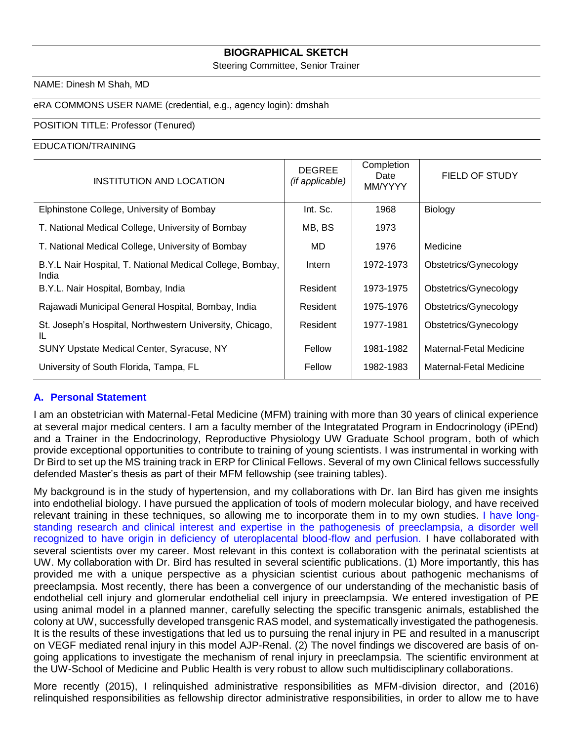# BIOGRAPHICAL SKETCH

Steering Committee, Senior Trainer

NAME: Dinesh M Shah, MD

eRA COMMONS USER NAME (credential, e.g., agency login): dmshah

POSITION TITLE: Professor (Tenured)

EDUCATION/TRAINING

| INSTITUTION AND LOCATION | DEGREE *(if applicable)* | Completion Date MM/YYYY | FIELD OF STUDY |
|---|---|---|---|
| Elphinstone College, University of Bombay | Int. Sc. | 1968 | Biology |
| T. National Medical College, University of Bombay | MB, BS | 1973 | |
| T. National Medical College, University of Bombay | MD | 1976 | Medicine |
| B.Y.L Nair Hospital, T. National Medical College, Bombay, India | Intern | 1972-1973 | Obstetrics/Gynecology |
| B.Y.L. Nair Hospital, Bombay, India | Resident | 1973-1975 | Obstetrics/Gynecology |
| Rajawadi Municipal General Hospital, Bombay, India | Resident | 1975-1976 | Obstetrics/Gynecology |
| St. Joseph's Hospital, Northwestern University, Chicago, IL | Resident | 1977-1981 | Obstetrics/Gynecology |
| SUNY Upstate Medical Center, Syracuse, NY | Fellow | 1981-1982 | Maternal-Fetal Medicine |
| University of South Florida, Tampa, FL | Fellow | 1982-1983 | Maternal-Fetal Medicine |

## A. Personal Statement

I am an obstetrician with Maternal-Fetal Medicine (MFM) training with more than 30 years of clinical experience at several major medical centers. I am a faculty member of the Integratated Program in Endocrinology (iPEnd) and a Trainer in the Endocrinology, Reproductive Physiology UW Graduate School program, both of which provide exceptional opportunities to contribute to training of young scientists. I was instrumental in working with Dr Bird to set up the MS training track in ERP for Clinical Fellows. Several of my own Clinical fellows successfully defended Master's thesis as part of their MFM fellowship (see training tables).

My background is in the study of hypertension, and my collaborations with Dr. Ian Bird has given me insights into endothelial biology. I have pursued the application of tools of modern molecular biology, and have received relevant training in these techniques, so allowing me to incorporate them in to my own studies. I have long-standing research and clinical interest and expertise in the pathogenesis of preeclampsia, a disorder well recognized to have origin in deficiency of uteroplacental blood-flow and perfusion. I have collaborated with several scientists over my career. Most relevant in this context is collaboration with the perinatal scientists at UW. My collaboration with Dr. Bird has resulted in several scientific publications. (1) More importantly, this has provided me with a unique perspective as a physician scientist curious about pathogenic mechanisms of preeclampsia. Most recently, there has been a convergence of our understanding of the mechanistic basis of endothelial cell injury and glomerular endothelial cell injury in preeclampsia. We entered investigation of PE using animal model in a planned manner, carefully selecting the specific transgenic animals, established the colony at UW, successfully developed transgenic RAS model, and systematically investigated the pathogenesis. It is the results of these investigations that led us to pursuing the renal injury in PE and resulted in a manuscript on VEGF mediated renal injury in this model AJP-Renal. (2) The novel findings we discovered are basis of on-going applications to investigate the mechanism of renal injury in preeclampsia. The scientific environment at the UW-School of Medicine and Public Health is very robust to allow such multidisciplinary collaborations.

More recently (2015), I relinquished administrative responsibilities as MFM-division director, and (2016) relinquished responsibilities as fellowship director administrative responsibilities, in order to allow me to have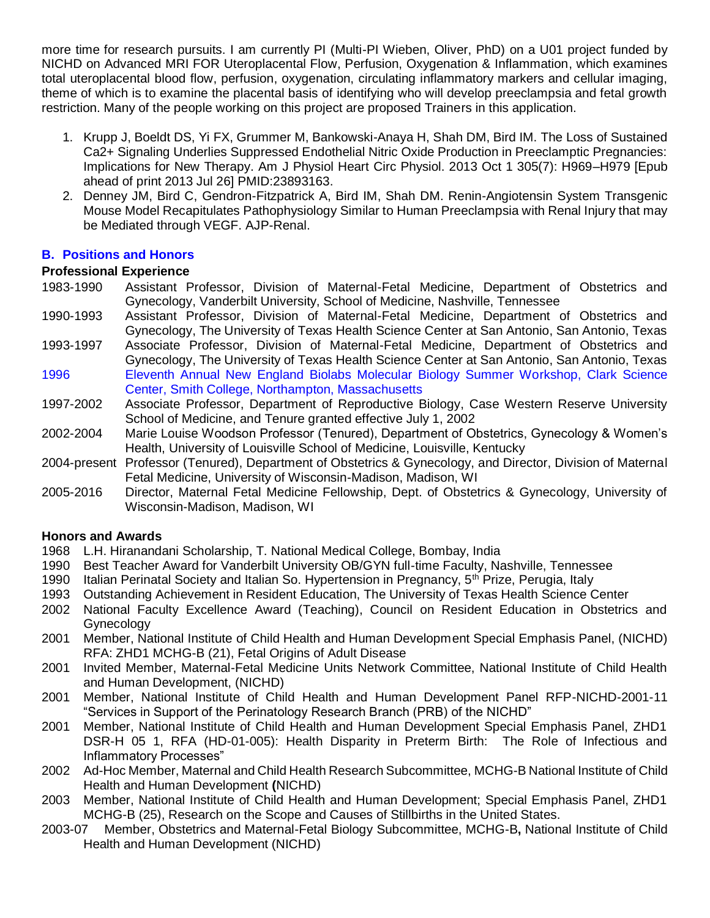more time for research pursuits. I am currently PI (Multi-PI Wieben, Oliver, PhD) on a U01 project funded by NICHD on Advanced MRI FOR Uteroplacental Flow, Perfusion, Oxygenation & Inflammation, which examines total uteroplacental blood flow, perfusion, oxygenation, circulating inflammatory markers and cellular imaging, theme of which is to examine the placental basis of identifying who will develop preeclampsia and fetal growth restriction. Many of the people working on this project are proposed Trainers in this application.

1. Krupp J, Boeldt DS, Yi FX, Grummer M, Bankowski-Anaya H, Shah DM, Bird IM. The Loss of Sustained Ca2+ Signaling Underlies Suppressed Endothelial Nitric Oxide Production in Preeclamptic Pregnancies: Implications for New Therapy. Am J Physiol Heart Circ Physiol. 2013 Oct 1 305(7): H969–H979 [Epub ahead of print 2013 Jul 26] PMID:23893163.
2. Denney JM, Bird C, Gendron-Fitzpatrick A, Bird IM, Shah DM. Renin-Angiotensin System Transgenic Mouse Model Recapitulates Pathophysiology Similar to Human Preeclampsia with Renal Injury that may be Mediated through VEGF. AJP-Renal.

## B. Positions and Honors

### Professional Experience

1983-1990 Assistant Professor, Division of Maternal-Fetal Medicine, Department of Obstetrics and Gynecology, Vanderbilt University, School of Medicine, Nashville, Tennessee

1990-1993 Assistant Professor, Division of Maternal-Fetal Medicine, Department of Obstetrics and Gynecology, The University of Texas Health Science Center at San Antonio, San Antonio, Texas

1993-1997 Associate Professor, Division of Maternal-Fetal Medicine, Department of Obstetrics and Gynecology, The University of Texas Health Science Center at San Antonio, San Antonio, Texas

1996 Eleventh Annual New England Biolabs Molecular Biology Summer Workshop, Clark Science Center, Smith College, Northampton, Massachusetts

1997-2002 Associate Professor, Department of Reproductive Biology, Case Western Reserve University School of Medicine, and Tenure granted effective July 1, 2002

2002-2004 Marie Louise Woodson Professor (Tenured), Department of Obstetrics, Gynecology & Women's Health, University of Louisville School of Medicine, Louisville, Kentucky

2004-present Professor (Tenured), Department of Obstetrics & Gynecology, and Director, Division of Maternal Fetal Medicine, University of Wisconsin-Madison, Madison, WI

2005-2016 Director, Maternal Fetal Medicine Fellowship, Dept. of Obstetrics & Gynecology, University of Wisconsin-Madison, Madison, WI

### Honors and Awards

1968 L.H. Hiranandani Scholarship, T. National Medical College, Bombay, India

1990 Best Teacher Award for Vanderbilt University OB/GYN full-time Faculty, Nashville, Tennessee

1990 Italian Perinatal Society and Italian So. Hypertension in Pregnancy, 5th Prize, Perugia, Italy

1993 Outstanding Achievement in Resident Education, The University of Texas Health Science Center

2002 National Faculty Excellence Award (Teaching), Council on Resident Education in Obstetrics and Gynecology

2001 Member, National Institute of Child Health and Human Development Special Emphasis Panel, (NICHD) RFA: ZHD1 MCHG-B (21), Fetal Origins of Adult Disease

2001 Invited Member, Maternal-Fetal Medicine Units Network Committee, National Institute of Child Health and Human Development, (NICHD)

2001 Member, National Institute of Child Health and Human Development Panel RFP-NICHD-2001-11 "Services in Support of the Perinatology Research Branch (PRB) of the NICHD"

2001 Member, National Institute of Child Health and Human Development Special Emphasis Panel, ZHD1 DSR-H 05 1, RFA (HD-01-005): Health Disparity in Preterm Birth: The Role of Infectious and Inflammatory Processes"

2002 Ad-Hoc Member, Maternal and Child Health Research Subcommittee, MCHG-B National Institute of Child Health and Human Development **(**NICHD)

2003 Member, National Institute of Child Health and Human Development; Special Emphasis Panel, ZHD1 MCHG-B (25), Research on the Scope and Causes of Stillbirths in the United States.

2003-07 Member, Obstetrics and Maternal-Fetal Biology Subcommittee, MCHG-B**,** National Institute of Child Health and Human Development (NICHD)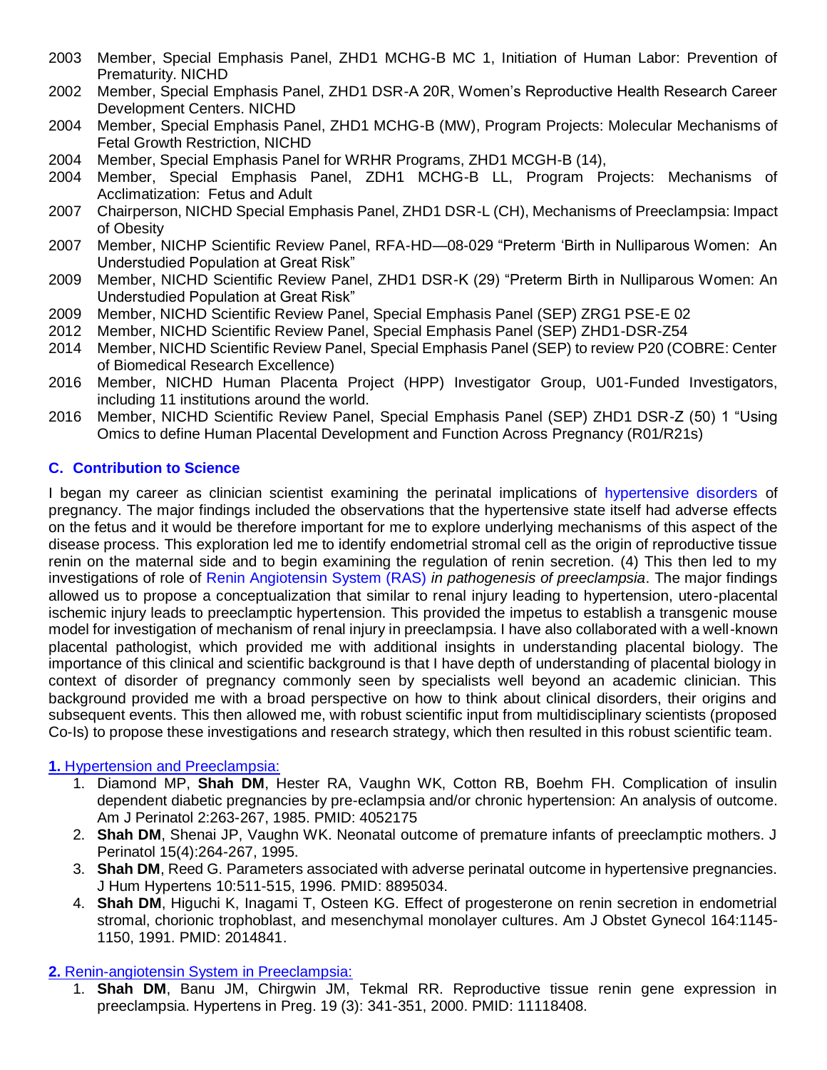2003 Member, Special Emphasis Panel, ZHD1 MCHG-B MC 1, Initiation of Human Labor: Prevention of Prematurity. NICHD

2002 Member, Special Emphasis Panel, ZHD1 DSR-A 20R, Women's Reproductive Health Research Career Development Centers. NICHD

2004 Member, Special Emphasis Panel, ZHD1 MCHG-B (MW), Program Projects: Molecular Mechanisms of Fetal Growth Restriction, NICHD

2004 Member, Special Emphasis Panel for WRHR Programs, ZHD1 MCGH-B (14),

2004 Member, Special Emphasis Panel, ZDH1 MCHG-B LL, Program Projects: Mechanisms of Acclimatization: Fetus and Adult

2007 Chairperson, NICHD Special Emphasis Panel, ZHD1 DSR-L (CH), Mechanisms of Preeclampsia: Impact of Obesity

2007 Member, NICHP Scientific Review Panel, RFA-HD—08-029 "Preterm 'Birth in Nulliparous Women: An Understudied Population at Great Risk"

2009 Member, NICHD Scientific Review Panel, ZHD1 DSR-K (29) "Preterm Birth in Nulliparous Women: An Understudied Population at Great Risk"

2009 Member, NICHD Scientific Review Panel, Special Emphasis Panel (SEP) ZRG1 PSE-E 02

2012 Member, NICHD Scientific Review Panel, Special Emphasis Panel (SEP) ZHD1-DSR-Z54

2014 Member, NICHD Scientific Review Panel, Special Emphasis Panel (SEP) to review P20 (COBRE: Center of Biomedical Research Excellence)

2016 Member, NICHD Human Placenta Project (HPP) Investigator Group, U01-Funded Investigators, including 11 institutions around the world.

2016 Member, NICHD Scientific Review Panel, Special Emphasis Panel (SEP) ZHD1 DSR-Z (50) 1 "Using Omics to define Human Placental Development and Function Across Pregnancy (R01/R21s)

## C. Contribution to Science

I began my career as clinician scientist examining the perinatal implications of hypertensive disorders of pregnancy. The major findings included the observations that the hypertensive state itself had adverse effects on the fetus and it would be therefore important for me to explore underlying mechanisms of this aspect of the disease process. This exploration led me to identify endometrial stromal cell as the origin of reproductive tissue renin on the maternal side and to begin examining the regulation of renin secretion. (4) This then led to my investigations of role of Renin Angiotensin System (RAS) *in pathogenesis of preeclampsia*. The major findings allowed us to propose a conceptualization that similar to renal injury leading to hypertension, utero-placental ischemic injury leads to preeclamptic hypertension. This provided the impetus to establish a transgenic mouse model for investigation of mechanism of renal injury in preeclampsia. I have also collaborated with a well-known placental pathologist, which provided me with additional insights in understanding placental biology. The importance of this clinical and scientific background is that I have depth of understanding of placental biology in context of disorder of pregnancy commonly seen by specialists well beyond an academic clinician. This background provided me with a broad perspective on how to think about clinical disorders, their origins and subsequent events. This then allowed me, with robust scientific input from multidisciplinary scientists (proposed Co-Is) to propose these investigations and research strategy, which then resulted in this robust scientific team.

**1.** Hypertension and Preeclampsia:

1. Diamond MP, **Shah DM**, Hester RA, Vaughn WK, Cotton RB, Boehm FH. Complication of insulin dependent diabetic pregnancies by pre-eclampsia and/or chronic hypertension: An analysis of outcome. Am J Perinatol 2:263-267, 1985. PMID: 4052175
2. **Shah DM**, Shenai JP, Vaughn WK. Neonatal outcome of premature infants of preeclamptic mothers. J Perinatol 15(4):264-267, 1995.
3. **Shah DM**, Reed G. Parameters associated with adverse perinatal outcome in hypertensive pregnancies. J Hum Hypertens 10:511-515, 1996. PMID: 8895034.
4. **Shah DM**, Higuchi K, Inagami T, Osteen KG. Effect of progesterone on renin secretion in endometrial stromal, chorionic trophoblast, and mesenchymal monolayer cultures. Am J Obstet Gynecol 164:1145-1150, 1991. PMID: 2014841.

**2.** Renin-angiotensin System in Preeclampsia:

1. **Shah DM**, Banu JM, Chirgwin JM, Tekmal RR. Reproductive tissue renin gene expression in preeclampsia. Hypertens in Preg. 19 (3): 341-351, 2000. PMID: 11118408.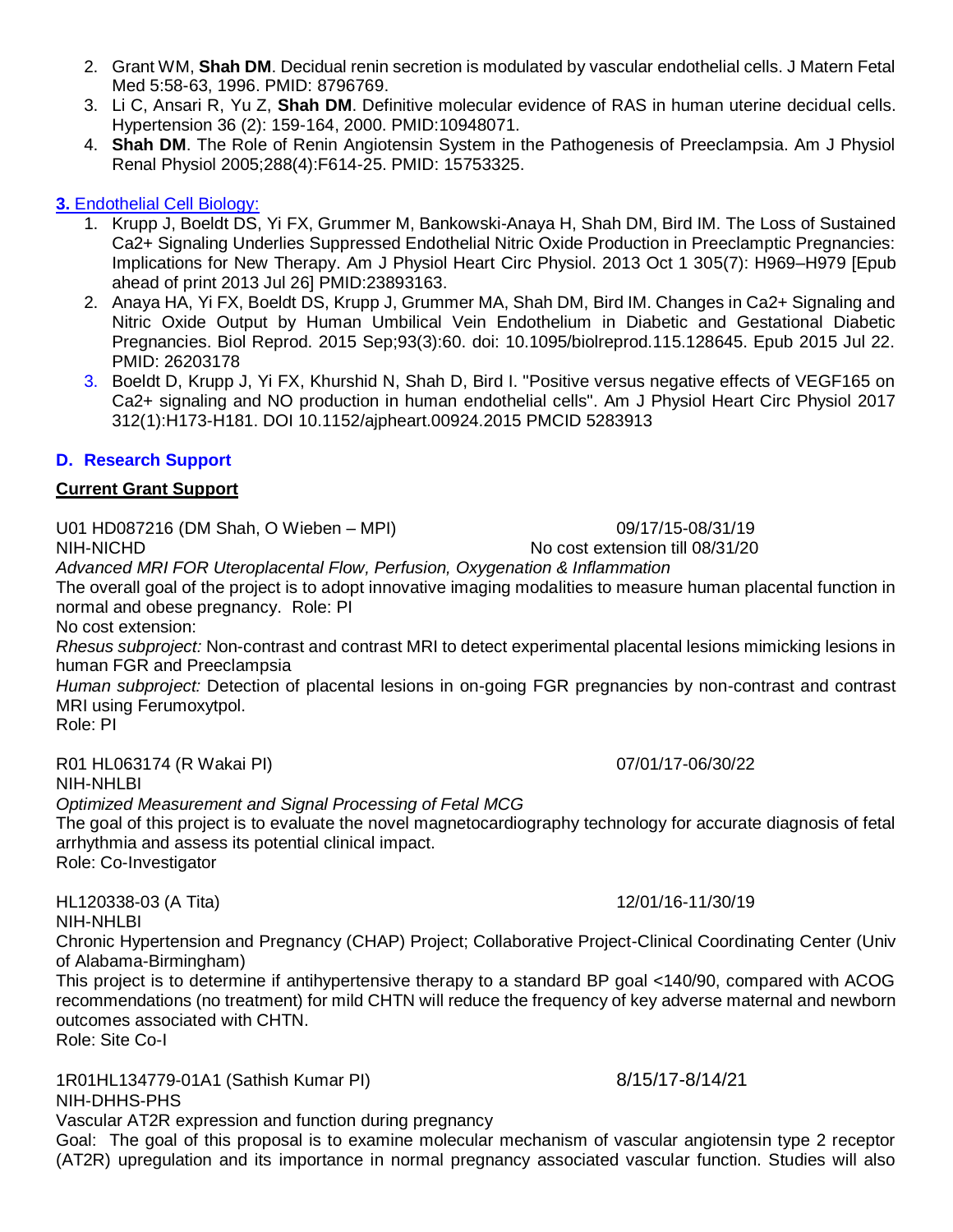2. Grant WM, **Shah DM**. Decidual renin secretion is modulated by vascular endothelial cells. J Matern Fetal Med 5:58-63, 1996. PMID: 8796769.
3. Li C, Ansari R, Yu Z, **Shah DM**. Definitive molecular evidence of RAS in human uterine decidual cells. Hypertension 36 (2): 159-164, 2000. PMID:10948071.
4. **Shah DM**. The Role of Renin Angiotensin System in the Pathogenesis of Preeclampsia. Am J Physiol Renal Physiol 2005;288(4):F614-25. PMID: 15753325.

**3.** Endothelial Cell Biology:

1. Krupp J, Boeldt DS, Yi FX, Grummer M, Bankowski-Anaya H, Shah DM, Bird IM. The Loss of Sustained Ca2+ Signaling Underlies Suppressed Endothelial Nitric Oxide Production in Preeclamptic Pregnancies: Implications for New Therapy. Am J Physiol Heart Circ Physiol. 2013 Oct 1 305(7): H969–H979 [Epub ahead of print 2013 Jul 26] PMID:23893163.
2. Anaya HA, Yi FX, Boeldt DS, Krupp J, Grummer MA, Shah DM, Bird IM. Changes in Ca2+ Signaling and Nitric Oxide Output by Human Umbilical Vein Endothelium in Diabetic and Gestational Diabetic Pregnancies. Biol Reprod. 2015 Sep;93(3):60. doi: 10.1095/biolreprod.115.128645. Epub 2015 Jul 22. PMID: 26203178
3. Boeldt D, Krupp J, Yi FX, Khurshid N, Shah D, Bird I. "Positive versus negative effects of VEGF165 on Ca2+ signaling and NO production in human endothelial cells". Am J Physiol Heart Circ Physiol 2017 312(1):H173-H181. DOI 10.1152/ajpheart.00924.2015 PMCID 5283913

## D. Research Support

**Current Grant Support**

U01 HD087216 (DM Shah, O Wieben – MPI) 09/17/15-08/31/19
NIH-NICHD No cost extension till 08/31/20
*Advanced MRI FOR Uteroplacental Flow, Perfusion, Oxygenation & Inflammation*
The overall goal of the project is to adopt innovative imaging modalities to measure human placental function in normal and obese pregnancy. Role: PI
No cost extension:
*Rhesus subproject:* Non-contrast and contrast MRI to detect experimental placental lesions mimicking lesions in human FGR and Preeclampsia
*Human subproject:* Detection of placental lesions in on-going FGR pregnancies by non-contrast and contrast MRI using Ferumoxytpol.
Role: PI

R01 HL063174 (R Wakai PI) 07/01/17-06/30/22
NIH-NHLBI
*Optimized Measurement and Signal Processing of Fetal MCG*
The goal of this project is to evaluate the novel magnetocardiography technology for accurate diagnosis of fetal arrhythmia and assess its potential clinical impact.
Role: Co-Investigator

HL120338-03 (A Tita) 12/01/16-11/30/19
NIH-NHLBI
Chronic Hypertension and Pregnancy (CHAP) Project; Collaborative Project-Clinical Coordinating Center (Univ of Alabama-Birmingham)
This project is to determine if antihypertensive therapy to a standard BP goal <140/90, compared with ACOG recommendations (no treatment) for mild CHTN will reduce the frequency of key adverse maternal and newborn outcomes associated with CHTN.
Role: Site Co-I

1R01HL134779-01A1 (Sathish Kumar PI) 8/15/17-8/14/21
NIH-DHHS-PHS
Vascular AT2R expression and function during pregnancy
Goal: The goal of this proposal is to examine molecular mechanism of vascular angiotensin type 2 receptor (AT2R) upregulation and its importance in normal pregnancy associated vascular function. Studies will also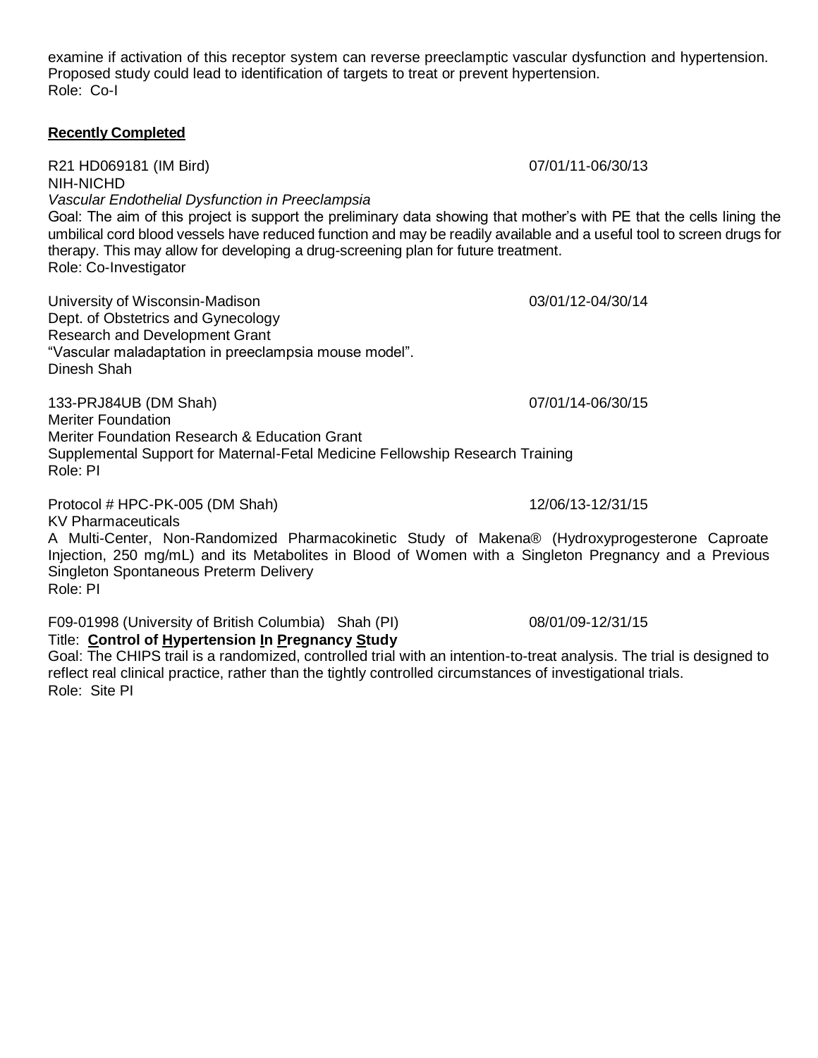examine if activation of this receptor system can reverse preeclamptic vascular dysfunction and hypertension. Proposed study could lead to identification of targets to treat or prevent hypertension.
Role: Co-I

**Recently Completed**

R21 HD069181 (IM Bird) 07/01/11-06/30/13
NIH-NICHD
*Vascular Endothelial Dysfunction in Preeclampsia*
Goal: The aim of this project is support the preliminary data showing that mother's with PE that the cells lining the umbilical cord blood vessels have reduced function and may be readily available and a useful tool to screen drugs for therapy. This may allow for developing a drug-screening plan for future treatment.
Role: Co-Investigator

University of Wisconsin-Madison 03/01/12-04/30/14
Dept. of Obstetrics and Gynecology
Research and Development Grant
"Vascular maladaptation in preeclampsia mouse model".
Dinesh Shah

133-PRJ84UB (DM Shah) 07/01/14-06/30/15
Meriter Foundation
Meriter Foundation Research & Education Grant
Supplemental Support for Maternal-Fetal Medicine Fellowship Research Training
Role: PI

Protocol # HPC-PK-005 (DM Shah) 12/06/13-12/31/15
KV Pharmaceuticals
A Multi-Center, Non-Randomized Pharmacokinetic Study of Makena® (Hydroxyprogesterone Caproate Injection, 250 mg/mL) and its Metabolites in Blood of Women with a Singleton Pregnancy and a Previous Singleton Spontaneous Preterm Delivery
Role: PI

F09-01998 (University of British Columbia) Shah (PI) 08/01/09-12/31/15
Title: **<u>C</u>ontrol of <u>H</u>ypertension <u>I</u>n <u>P</u>regnancy <u>S</u>tudy**
Goal: The CHIPS trail is a randomized, controlled trial with an intention-to-treat analysis. The trial is designed to reflect real clinical practice, rather than the tightly controlled circumstances of investigational trials.
Role: Site PI